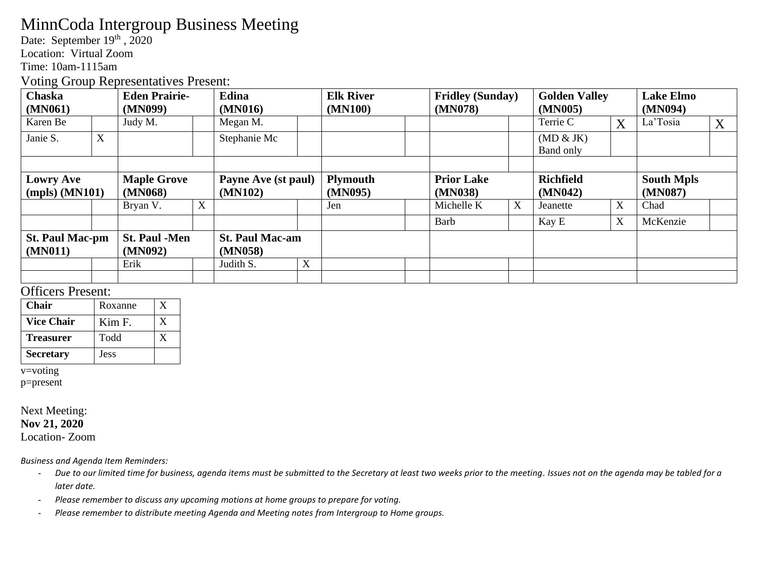# MinnCoda Intergroup Business Meeting

Date: September 19th , 2020
Location: Virtual Zoom
Time: 10am-1115am

## Voting Group Representatives Present:

| **Chaska (MN061)** | | **Eden Prairie- (MN099)** | | **Edina (MN016)** | | **Elk River (MN100)** | | **Fridley (Sunday) (MN078)** | | **Golden Valley (MN005)** | | **Lake Elmo (MN094)** | |
|---|---|---|---|---|---|---|---|---|---|---|---|---|---|
| Karen Be | | Judy M. | | Megan M. | | | | | | Terrie C | X | La'Tosia | X |
| Janie S. | X | | | Stephanie Mc | | | | | | (MD & JK) Band only | | | |
| | | | | | | | | | | | | | |
| **Lowry Ave (mpls) (MN101)** | | **Maple Grove (MN068)** | | **Payne Ave (st paul) (MN102)** | | **Plymouth (MN095)** | | **Prior Lake (MN038)** | | **Richfield (MN042)** | | **South Mpls (MN087)** | |
| | | Bryan V. | X | | | Jen | | Michelle K | X | Jeanette | X | Chad | |
| | | | | | | | | Barb | | Kay E | X | McKenzie | |
| **St. Paul Mac-pm (MN011)** | | **St. Paul -Men (MN092)** | | **St. Paul Mac-am (MN058)** | | | | | | | | | |
| | | Erik | | Judith S. | X | | | | | | | | |
| | | | | | | | | | | | | | |

## Officers Present:

| **Chair** | Roxanne | X |
|---|---|---|
| **Vice Chair** | Kim F. | X |
| **Treasurer** | Todd | X |
| **Secretary** | Jess | |

v=voting
p=present

Next Meeting:
**Nov 21, 2020**
Location- Zoom

*Business and Agenda Item Reminders:*

- *Due to our limited time for business, agenda items must be submitted to the Secretary at least two weeks prior to the meeting. Issues not on the agenda may be tabled for a later date.*
- *Please remember to discuss any upcoming motions at home groups to prepare for voting.*
- *Please remember to distribute meeting Agenda and Meeting notes from Intergroup to Home groups.*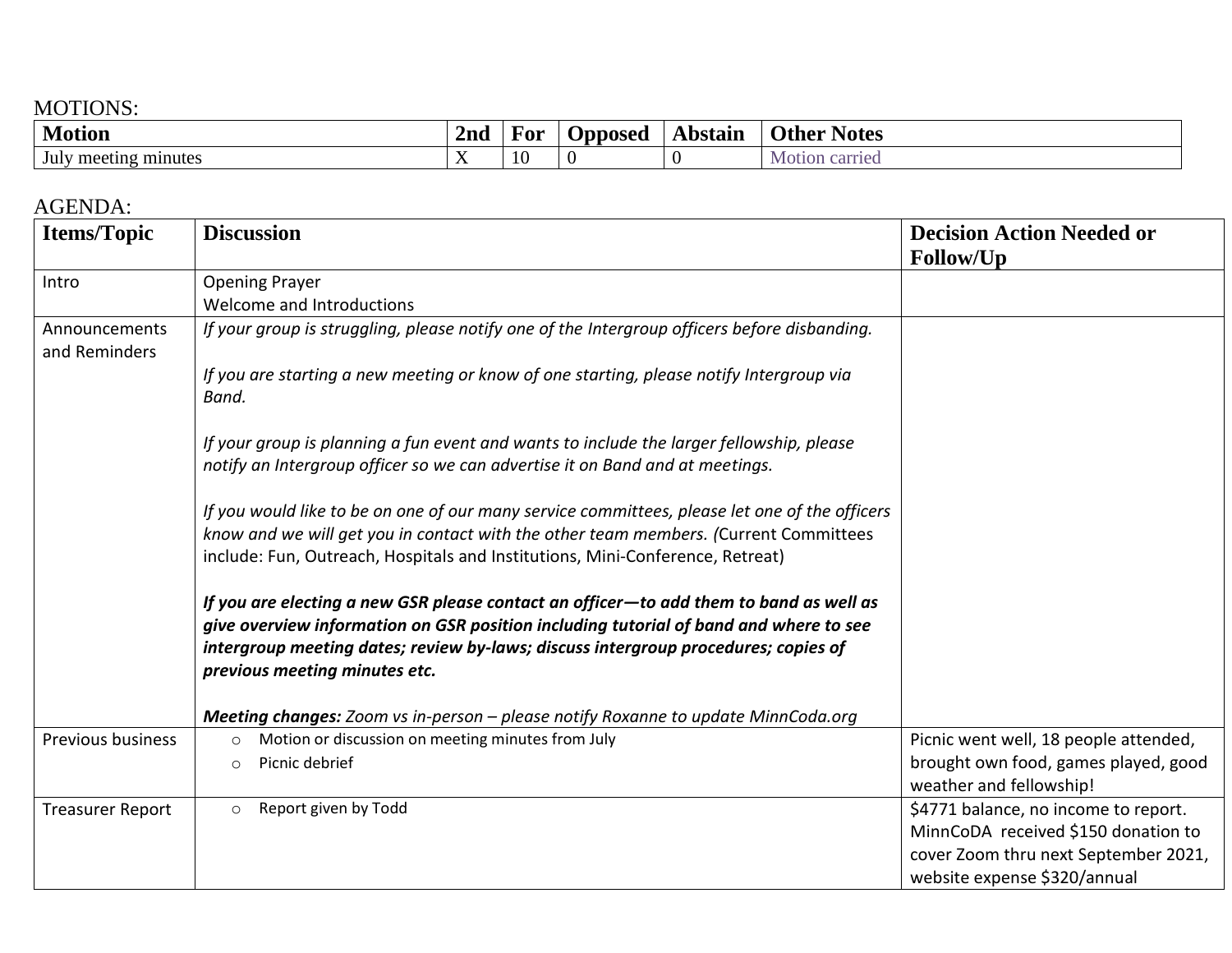MOTIONS:

| Motion | 2nd | For | Opposed | Abstain | Other Notes |
|---|---|---|---|---|---|
| July meeting minutes | X | 10 | 0 | 0 | Motion carried |

AGENDA:

| Items/Topic | Discussion | Decision Action Needed or Follow/Up |
|---|---|---|
| Intro | Opening Prayer<br>Welcome and Introductions | |
| Announcements and Reminders | *If your group is struggling, please notify one of the Intergroup officers before disbanding.*<br><br>*If you are starting a new meeting or know of one starting, please notify Intergroup via Band.*<br><br>*If your group is planning a fun event and wants to include the larger fellowship, please notify an Intergroup officer so we can advertise it on Band and at meetings.*<br><br>*If you would like to be on one of our many service committees, please let one of the officers know and we will get you in contact with the other team members. (*Current Committees include: Fun, Outreach, Hospitals and Institutions, Mini-Conference, Retreat)<br><br>***If you are electing a new GSR please contact an officer—to add them to band as well as give overview information on GSR position including tutorial of band and where to see intergroup meeting dates; review by-laws; discuss intergroup procedures; copies of previous meeting minutes etc.***<br><br>***Meeting changes:*** *Zoom vs in-person – please notify Roxanne to update MinnCoda.org* | |
| Previous business | ○ Motion or discussion on meeting minutes from July<br>○ Picnic debrief | Picnic went well, 18 people attended, brought own food, games played, good weather and fellowship! |
| Treasurer Report | ○ Report given by Todd | $4771 balance, no income to report. MinnCoDA received $150 donation to cover Zoom thru next September 2021, website expense $320/annual |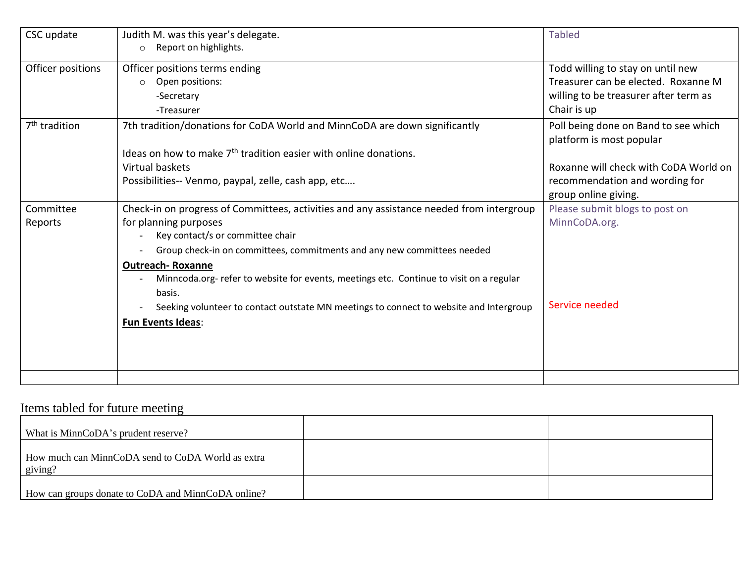| | | |
|---|---|---|
| CSC update | Judith M. was this year's delegate.<br>○ Report on highlights. | Tabled |
| Officer positions | Officer positions terms ending<br>○ Open positions:<br>-Secretary<br>-Treasurer | Todd willing to stay on until new Treasurer can be elected. Roxanne M willing to be treasurer after term as Chair is up |
| 7th tradition | 7th tradition/donations for CoDA World and MinnCoDA are down significantly<br><br>Ideas on how to make 7th tradition easier with online donations.<br>Virtual baskets<br>Possibilities-- Venmo, paypal, zelle, cash app, etc…. | Poll being done on Band to see which platform is most popular<br><br>Roxanne will check with CoDA World on recommendation and wording for group online giving. |
| Committee Reports | Check-in on progress of Committees, activities and any assistance needed from intergroup for planning purposes<br>- Key contact/s or committee chair<br>- Group check-in on committees, commitments and any new committees needed<br>**Outreach- Roxanne**<br>- Minncoda.org- refer to website for events, meetings etc. Continue to visit on a regular basis.<br>- Seeking volunteer to contact outstate MN meetings to connect to website and Intergroup<br>**Fun Events Ideas**: | Please submit blogs to post on MinnCoDA.org.<br><br>Service needed |
| | | |

## Items tabled for future meeting

| | | |
|---|---|---|
| What is MinnCoDA's prudent reserve? | | |
| How much can MinnCoDA send to CoDA World as extra giving? | | |
| How can groups donate to CoDA and MinnCoDA online? | | |